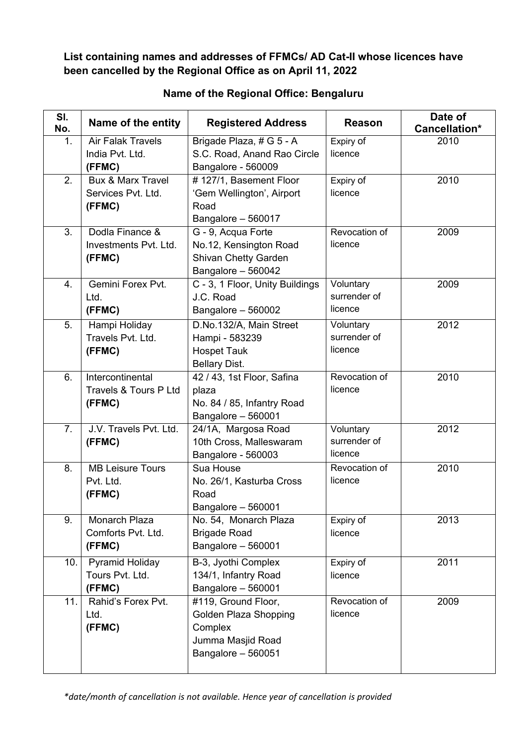**List containing names and addresses of FFMCs/ AD Cat-II whose licences have been cancelled by the Regional Office as on April 11, 2022**

**Name of the Regional Office: Bengaluru**

| Sl. No. | Name of the entity | Registered Address | Reason | Date of Cancellation* |
|---|---|---|---|---|
| 1. | Air Falak Travels India Pvt. Ltd. **(FFMC)** | Brigade Plaza, # G 5 - A S.C. Road, Anand Rao Circle Bangalore - 560009 | Expiry of licence | 2010 |
| 2. | Bux & Marx Travel Services Pvt. Ltd. **(FFMC)** | # 127/1, Basement Floor 'Gem Wellington', Airport Road Bangalore – 560017 | Expiry of licence | 2010 |
| 3. | Dodla Finance & Investments Pvt. Ltd. **(FFMC)** | G - 9, Acqua Forte No.12, Kensington Road Shivan Chetty Garden Bangalore – 560042 | Revocation of licence | 2009 |
| 4. | Gemini Forex Pvt. Ltd. **(FFMC)** | C - 3, 1 Floor, Unity Buildings J.C. Road Bangalore – 560002 | Voluntary surrender of licence | 2009 |
| 5. | Hampi Holiday Travels Pvt. Ltd. **(FFMC)** | D.No.132/A, Main Street Hampi - 583239 Hospet Tauk Bellary Dist. | Voluntary surrender of licence | 2012 |
| 6. | Intercontinental Travels & Tours P Ltd **(FFMC)** | 42 / 43, 1st Floor, Safina plaza No. 84 / 85, Infantry Road Bangalore – 560001 | Revocation of licence | 2010 |
| 7. | J.V. Travels Pvt. Ltd. **(FFMC)** | 24/1A, Margosa Road 10th Cross, Malleswaram Bangalore - 560003 | Voluntary surrender of licence | 2012 |
| 8. | MB Leisure Tours Pvt. Ltd. **(FFMC)** | Sua House No. 26/1, Kasturba Cross Road Bangalore – 560001 | Revocation of licence | 2010 |
| 9. | Monarch Plaza Comforts Pvt. Ltd. **(FFMC)** | No. 54, Monarch Plaza Brigade Road Bangalore – 560001 | Expiry of licence | 2013 |
| 10. | Pyramid Holiday Tours Pvt. Ltd. **(FFMC)** | B-3, Jyothi Complex 134/1, Infantry Road Bangalore – 560001 | Expiry of licence | 2011 |
| 11. | Rahid's Forex Pvt. Ltd. **(FFMC)** | #119, Ground Floor, Golden Plaza Shopping Complex Jumma Masjid Road Bangalore – 560051 | Revocation of licence | 2009 |

*\*date/month of cancellation is not available. Hence year of cancellation is provided*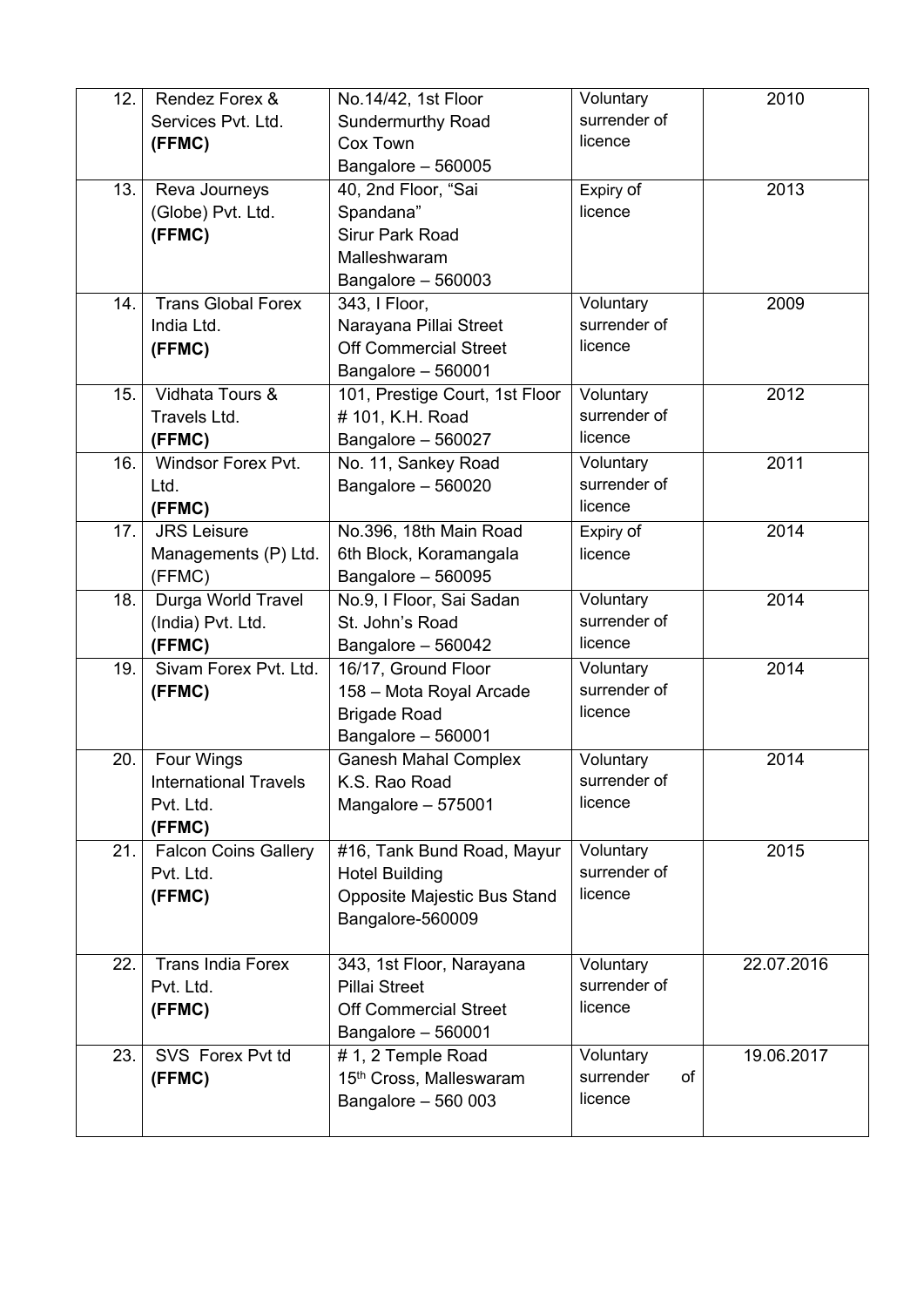| 12. | Rendez Forex & Services Pvt. Ltd. **(FFMC)** | No.14/42, 1st Floor Sundermurthy Road Cox Town Bangalore – 560005 | Voluntary surrender of licence | 2010 |
|---|---|---|---|---|
| 13. | Reva Journeys (Globe) Pvt. Ltd. **(FFMC)** | 40, 2nd Floor, "Sai Spandana" Sirur Park Road Malleshwaram Bangalore – 560003 | Expiry of licence | 2013 |
| 14. | Trans Global Forex India Ltd. **(FFMC)** | 343, I Floor, Narayana Pillai Street Off Commercial Street Bangalore – 560001 | Voluntary surrender of licence | 2009 |
| 15. | Vidhata Tours & Travels Ltd. **(FFMC)** | 101, Prestige Court, 1st Floor # 101, K.H. Road Bangalore – 560027 | Voluntary surrender of licence | 2012 |
| 16. | Windsor Forex Pvt. Ltd. **(FFMC)** | No. 11, Sankey Road Bangalore – 560020 | Voluntary surrender of licence | 2011 |
| 17. | JRS Leisure Managements (P) Ltd. (FFMC) | No.396, 18th Main Road 6th Block, Koramangala Bangalore – 560095 | Expiry of licence | 2014 |
| 18. | Durga World Travel (India) Pvt. Ltd. **(FFMC)** | No.9, I Floor, Sai Sadan St. John's Road Bangalore – 560042 | Voluntary surrender of licence | 2014 |
| 19. | Sivam Forex Pvt. Ltd. **(FFMC)** | 16/17, Ground Floor 158 – Mota Royal Arcade Brigade Road Bangalore – 560001 | Voluntary surrender of licence | 2014 |
| 20. | Four Wings International Travels Pvt. Ltd. **(FFMC)** | Ganesh Mahal Complex K.S. Rao Road Mangalore – 575001 | Voluntary surrender of licence | 2014 |
| 21. | Falcon Coins Gallery Pvt. Ltd. **(FFMC)** | #16, Tank Bund Road, Mayur Hotel Building Opposite Majestic Bus Stand Bangalore-560009 | Voluntary surrender of licence | 2015 |
| 22. | Trans India Forex Pvt. Ltd. **(FFMC)** | 343, 1st Floor, Narayana Pillai Street Off Commercial Street Bangalore – 560001 | Voluntary surrender of licence | 22.07.2016 |
| 23. | SVS Forex Pvt td **(FFMC)** | # 1, 2 Temple Road 15th Cross, Malleswaram Bangalore – 560 003 | Voluntary surrender of licence | 19.06.2017 |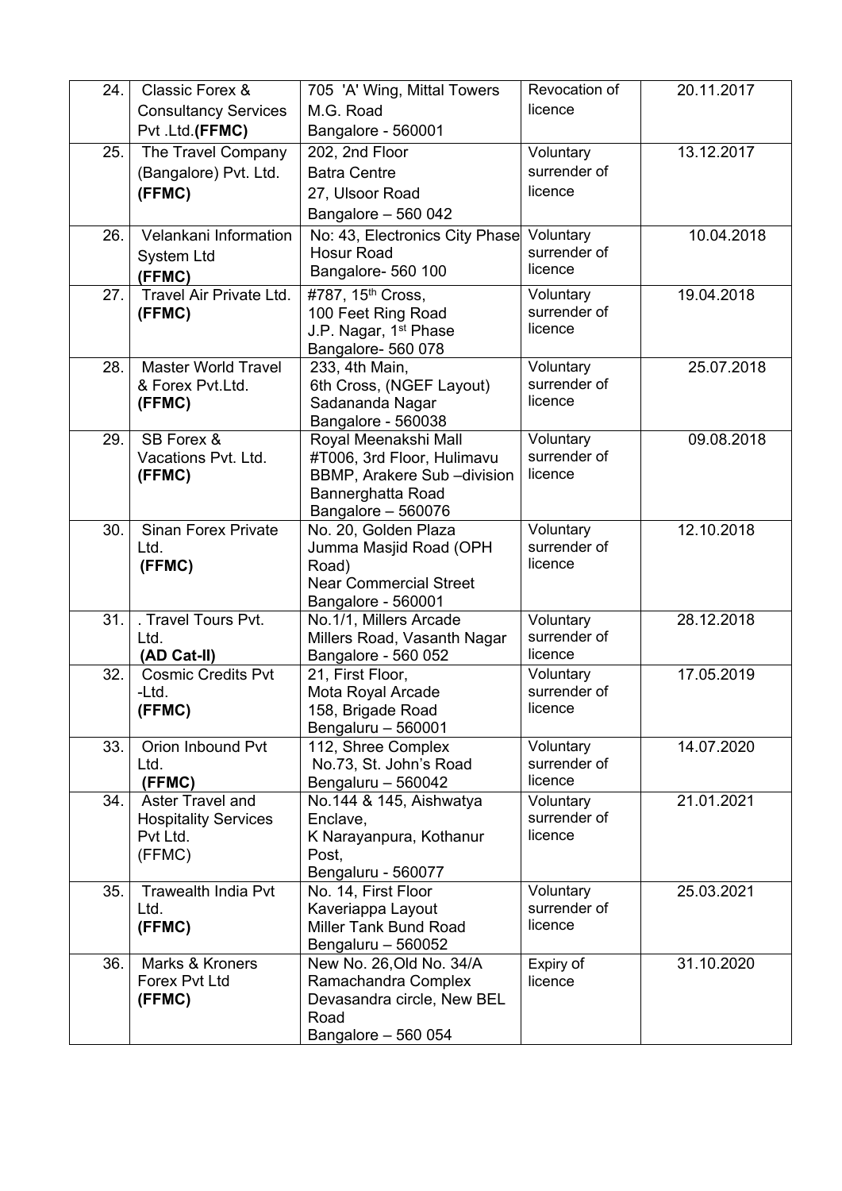| 24. | Classic Forex & Consultancy Services Pvt .Ltd.**(FFMC)** | 705 'A' Wing, Mittal Towers M.G. Road Bangalore - 560001 | Revocation of licence | 20.11.2017 |
|---|---|---|---|---|
| 25. | The Travel Company (Bangalore) Pvt. Ltd. **(FFMC)** | 202, 2nd Floor Batra Centre 27, Ulsoor Road Bangalore – 560 042 | Voluntary surrender of licence | 13.12.2017 |
| 26. | Velankani Information System Ltd **(FFMC)** | No: 43, Electronics City Phase Hosur Road Bangalore- 560 100 | Voluntary surrender of licence | 10.04.2018 |
| 27. | Travel Air Private Ltd. **(FFMC)** | #787, 15th Cross, 100 Feet Ring Road J.P. Nagar, 1st Phase Bangalore- 560 078 | Voluntary surrender of licence | 19.04.2018 |
| 28. | Master World Travel & Forex Pvt.Ltd. **(FFMC)** | 233, 4th Main, 6th Cross, (NGEF Layout) Sadananda Nagar Bangalore - 560038 | Voluntary surrender of licence | 25.07.2018 |
| 29. | SB Forex & Vacations Pvt. Ltd. **(FFMC)** | Royal Meenakshi Mall #T006, 3rd Floor, Hulimavu BBMP, Arakere Sub –division Bannerghatta Road Bangalore – 560076 | Voluntary surrender of licence | 09.08.2018 |
| 30. | Sinan Forex Private Ltd. **(FFMC)** | No. 20, Golden Plaza Jumma Masjid Road (OPH Road) Near Commercial Street Bangalore - 560001 | Voluntary surrender of licence | 12.10.2018 |
| 31. | . Travel Tours Pvt. Ltd. **(AD Cat-II)** | No.1/1, Millers Arcade Millers Road, Vasanth Nagar Bangalore - 560 052 | Voluntary surrender of licence | 28.12.2018 |
| 32. | Cosmic Credits Pvt -Ltd. **(FFMC)** | 21, First Floor, Mota Royal Arcade 158, Brigade Road Bengaluru – 560001 | Voluntary surrender of licence | 17.05.2019 |
| 33. | Orion Inbound Pvt Ltd. **(FFMC)** | 112, Shree Complex No.73, St. John's Road Bengaluru – 560042 | Voluntary surrender of licence | 14.07.2020 |
| 34. | Aster Travel and Hospitality Services Pvt Ltd. (FFMC) | No.144 & 145, Aishwatya Enclave, K Narayanpura, Kothanur Post, Bengaluru - 560077 | Voluntary surrender of licence | 21.01.2021 |
| 35. | Trawealth India Pvt Ltd. **(FFMC)** | No. 14, First Floor Kaveriappa Layout Miller Tank Bund Road Bengaluru – 560052 | Voluntary surrender of licence | 25.03.2021 |
| 36. | Marks & Kroners Forex Pvt Ltd **(FFMC)** | New No. 26,Old No. 34/A Ramachandra Complex Devasandra circle, New BEL Road Bangalore – 560 054 | Expiry of licence | 31.10.2020 |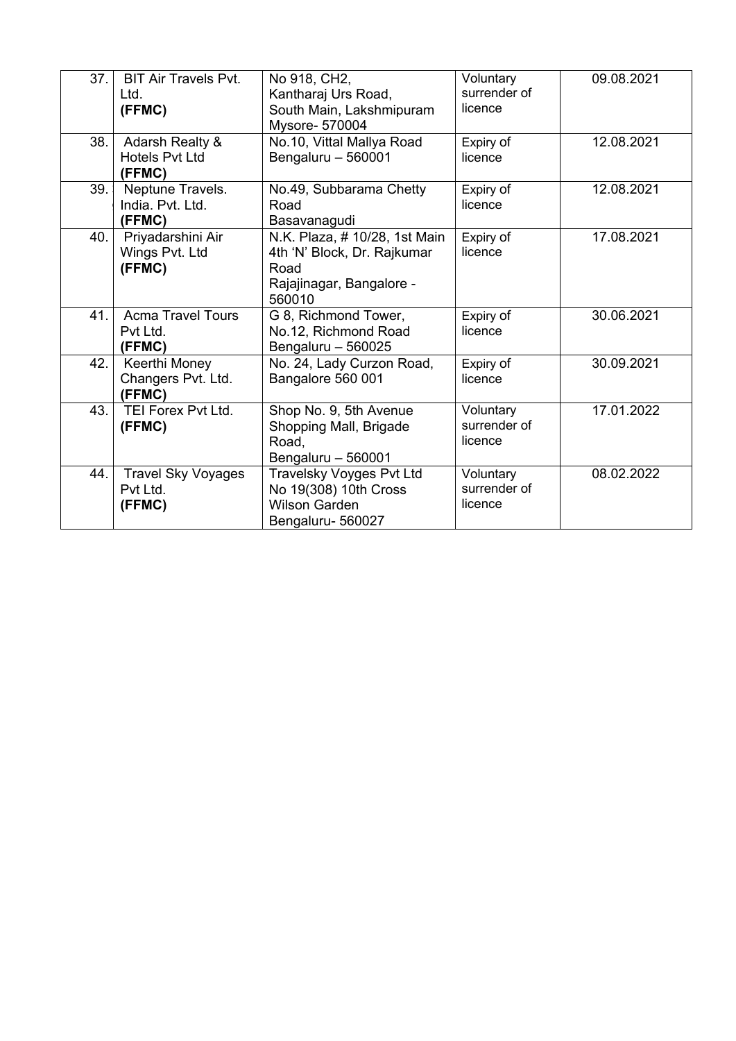| | | | | |
|---|---|---|---|---|
| 37. | BIT Air Travels Pvt. Ltd. **(FFMC)** | No 918, CH2, Kantharaj Urs Road, South Main, Lakshmipuram Mysore- 570004 | Voluntary surrender of licence | 09.08.2021 |
| 38. | Adarsh Realty & Hotels Pvt Ltd **(FFMC)** | No.10, Vittal Mallya Road Bengaluru – 560001 | Expiry of licence | 12.08.2021 |
| 39. | Neptune Travels. India. Pvt. Ltd. **(FFMC)** | No.49, Subbarama Chetty Road Basavanagudi | Expiry of licence | 12.08.2021 |
| 40. | Priyadarshini Air Wings Pvt. Ltd **(FFMC)** | N.K. Plaza, # 10/28, 1st Main 4th 'N' Block, Dr. Rajkumar Road Rajajinagar, Bangalore - 560010 | Expiry of licence | 17.08.2021 |
| 41. | Acma Travel Tours Pvt Ltd. **(FFMC)** | G 8, Richmond Tower, No.12, Richmond Road Bengaluru – 560025 | Expiry of licence | 30.06.2021 |
| 42. | Keerthi Money Changers Pvt. Ltd. **(FFMC)** | No. 24, Lady Curzon Road, Bangalore 560 001 | Expiry of licence | 30.09.2021 |
| 43. | TEI Forex Pvt Ltd. **(FFMC)** | Shop No. 9, 5th Avenue Shopping Mall, Brigade Road, Bengaluru – 560001 | Voluntary surrender of licence | 17.01.2022 |
| 44. | Travel Sky Voyages Pvt Ltd. **(FFMC)** | Travelsky Voyges Pvt Ltd No 19(308) 10th Cross Wilson Garden Bengaluru- 560027 | Voluntary surrender of licence | 08.02.2022 |